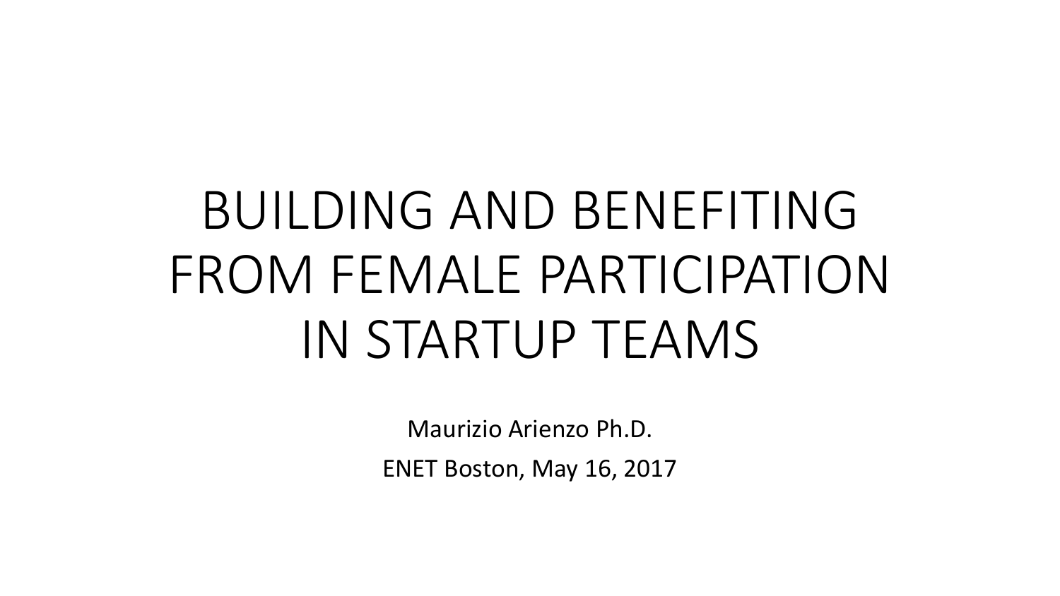# BUILDING AND BENEFITING FROM FEMALE PARTICIPATION IN STARTUP TEAMS

Maurizio Arienzo Ph.D.

ENET Boston, May 16, 2017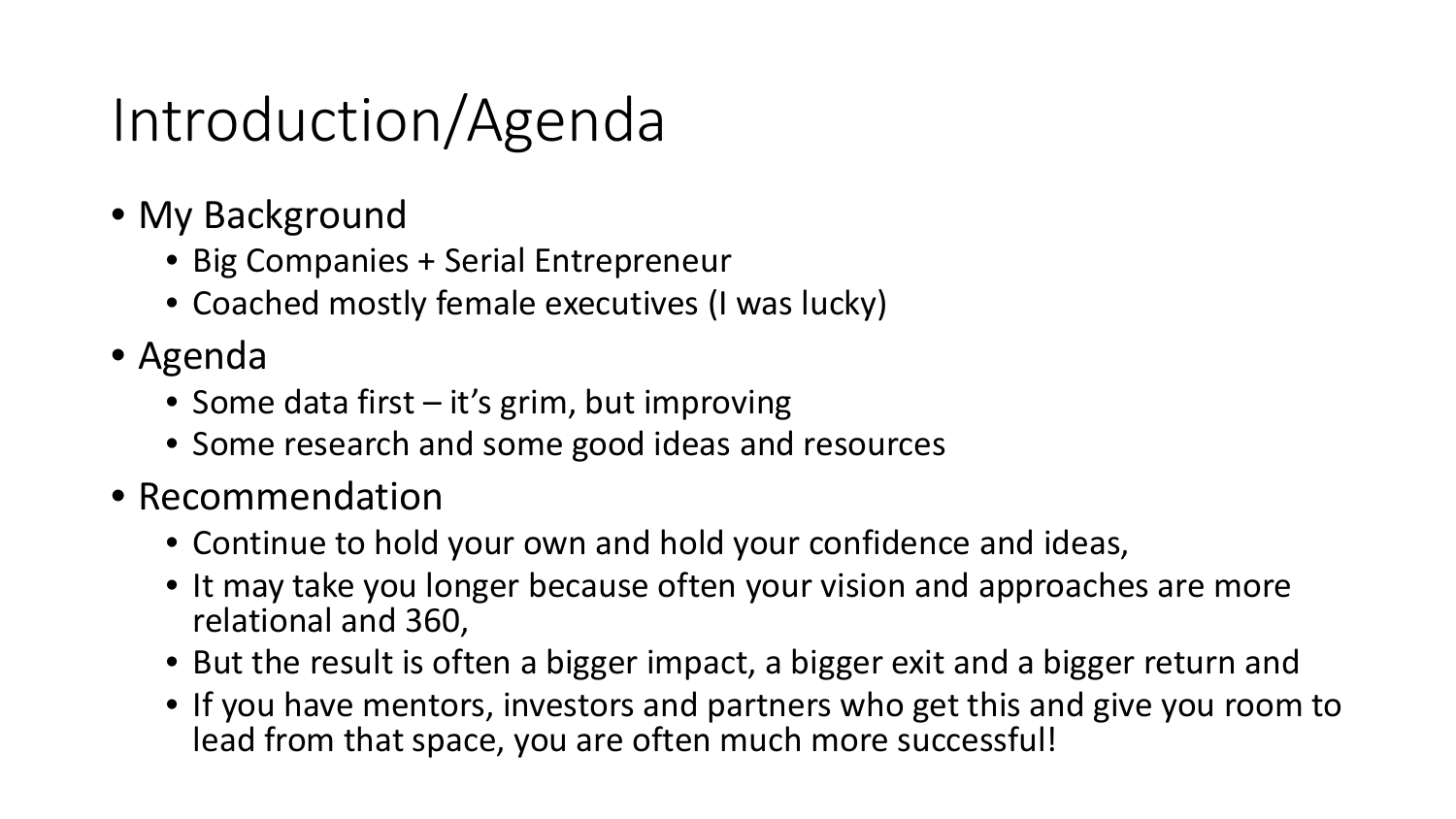# Introduction/Agenda

- My Background
  - Big Companies + Serial Entrepreneur
  - Coached mostly female executives (I was lucky)
- Agenda
  - Some data first – it's grim, but improving
  - Some research and some good ideas and resources
- Recommendation
  - Continue to hold your own and hold your confidence and ideas,
  - It may take you longer because often your vision and approaches are more relational and 360,
  - But the result is often a bigger impact, a bigger exit and a bigger return and
  - If you have mentors, investors and partners who get this and give you room to lead from that space, you are often much more successful!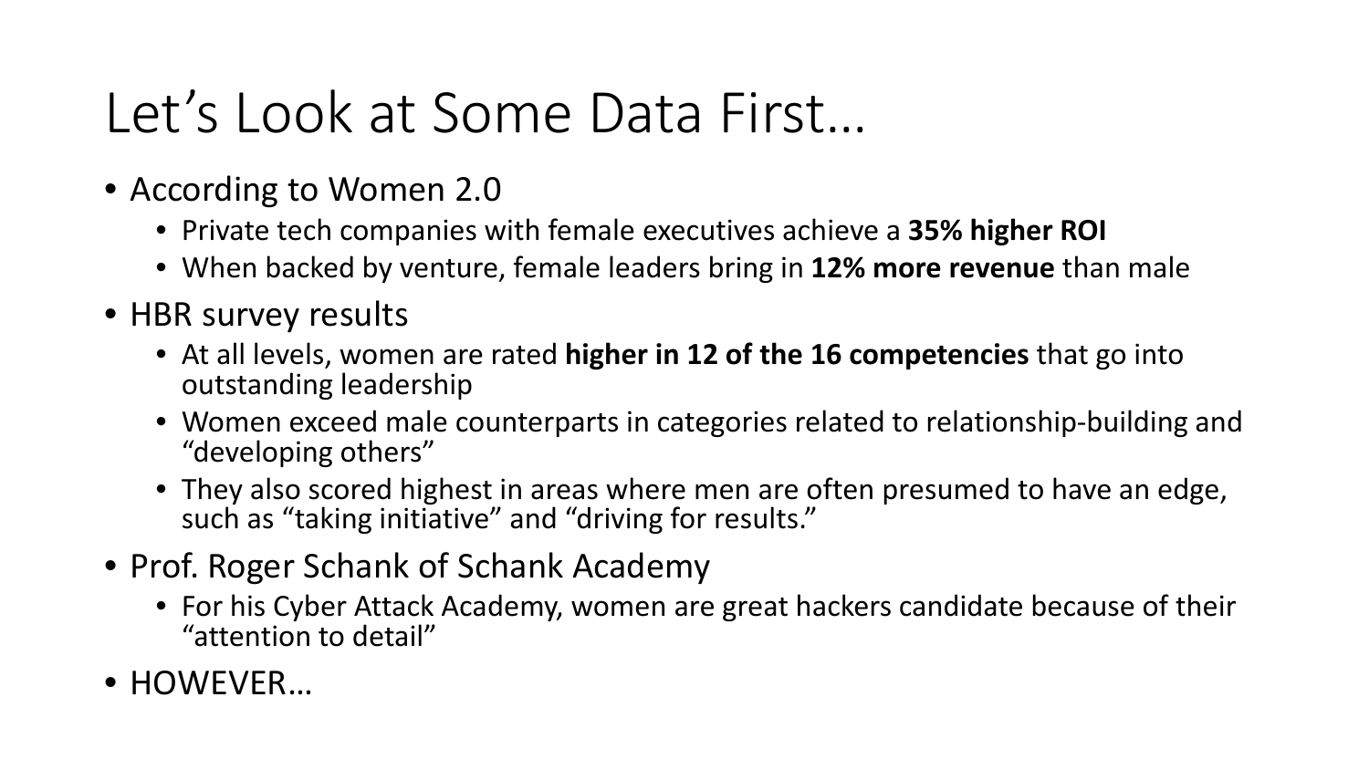# Let's Look at Some Data First…

- According to Women 2.0
  - Private tech companies with female executives achieve a **35% higher ROI**
  - When backed by venture, female leaders bring in **12% more revenue** than male
- HBR survey results
  - At all levels, women are rated **higher in 12 of the 16 competencies** that go into outstanding leadership
  - Women exceed male counterparts in categories related to relationship-building and "developing others"
  - They also scored highest in areas where men are often presumed to have an edge, such as "taking initiative" and "driving for results."
- Prof. Roger Schank of Schank Academy
  - For his Cyber Attack Academy, women are great hackers candidate because of their "attention to detail"
- HOWEVER…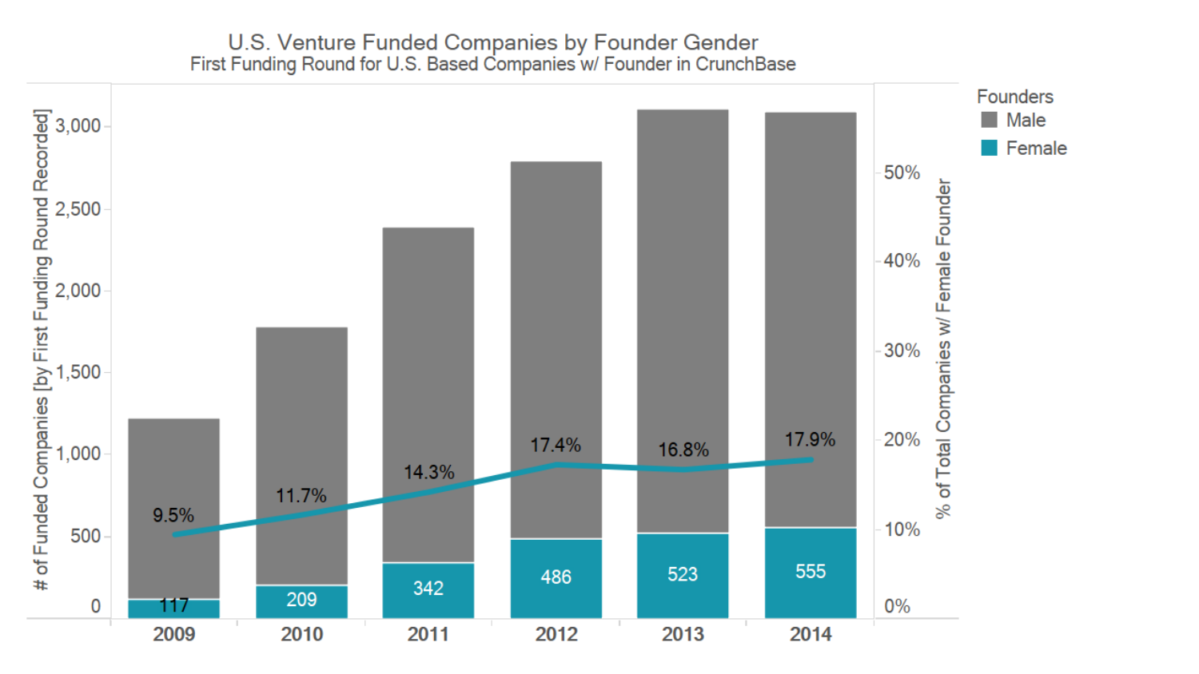## U.S. Venture Funded Companies by Founder Gender

First Funding Round for U.S. Based Companies w/ Founder in CrunchBase

| Year | Female-Founded Companies (#) | % of Total Companies w/ Female Founder |
|---|---|---|
| 2009 | 117 | 9.5% |
| 2010 | 209 | 11.7% |
| 2011 | 342 | 14.3% |
| 2012 | 486 | 17.4% |
| 2013 | 523 | 16.8% |
| 2014 | 555 | 17.9% |

Founders: Male, Female

Left axis: # of Funded Companies [by First Funding Round Recorded]

Right axis: % of Total Companies w/ Female Founder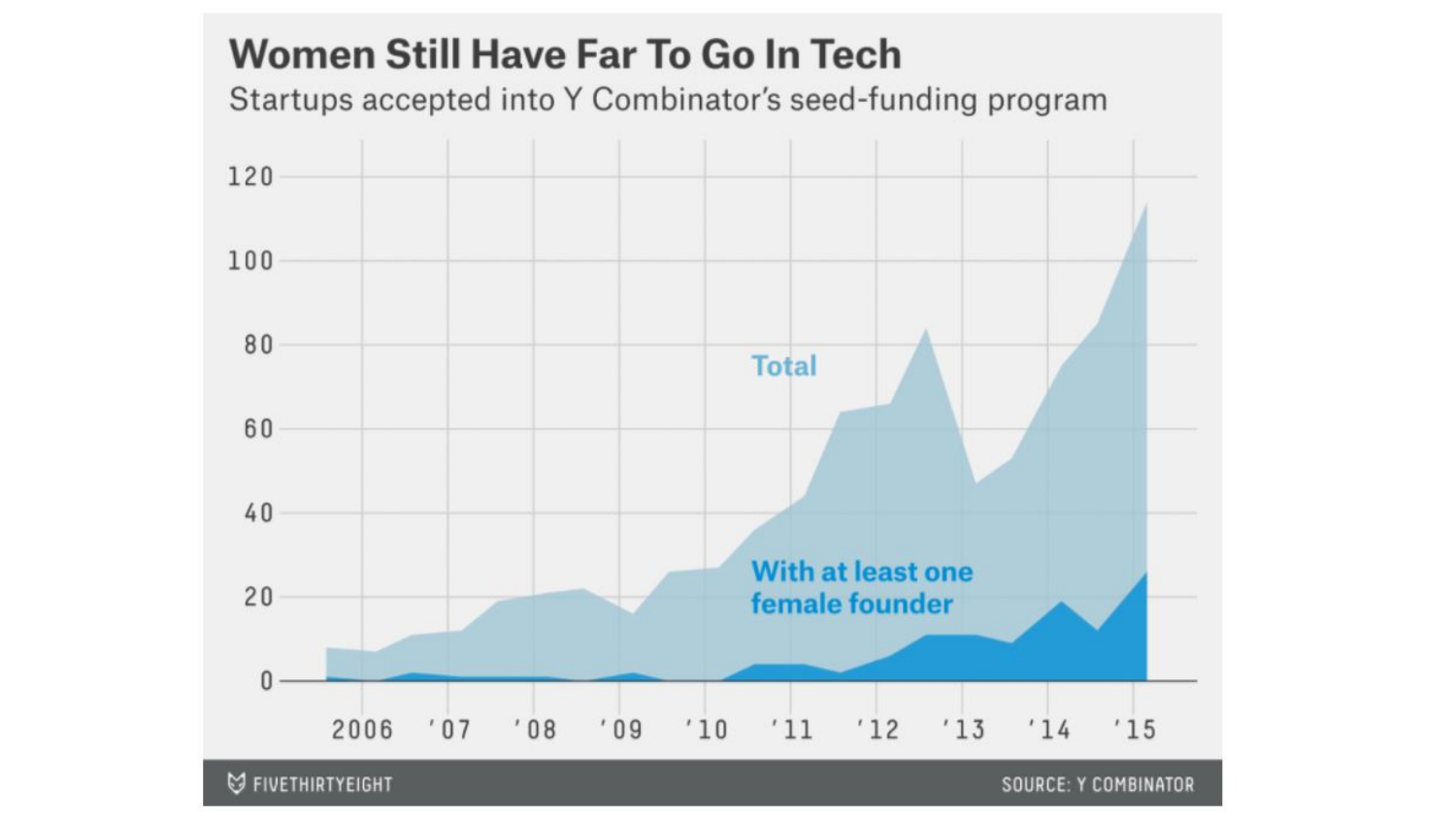# Women Still Have Far To Go In Tech

Startups accepted into Y Combinator's seed-funding program

Total

With at least one female founder

120
100
80
60
40
20
0

2006 '07 '08 '09 '10 '11 '12 '13 '14 '15

FIVETHIRTYEIGHT

SOURCE: Y COMBINATOR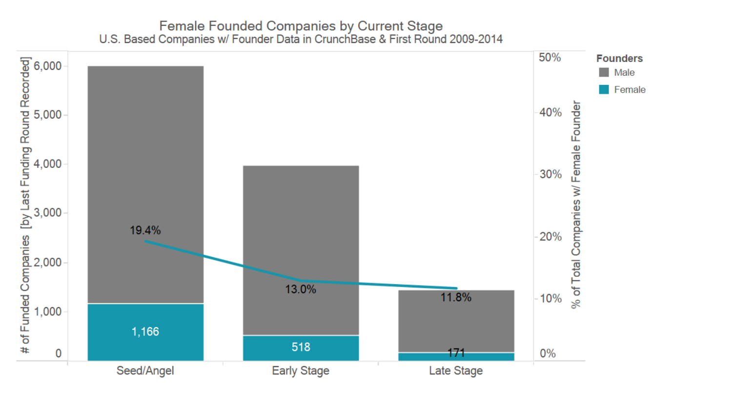## Female Founded Companies by Current Stage

U.S. Based Companies w/ Founder Data in CrunchBase & First Round 2009-2014

| Stage | Female-founded companies (# of Funded Companies [by Last Funding Round Recorded]) | % of Total Companies w/ Female Founder |
|---|---|---|
| Seed/Angel | 1,166 | 19.4% |
| Early Stage | 518 | 13.0% |
| Late Stage | 171 | 11.8% |

Founders: Male, Female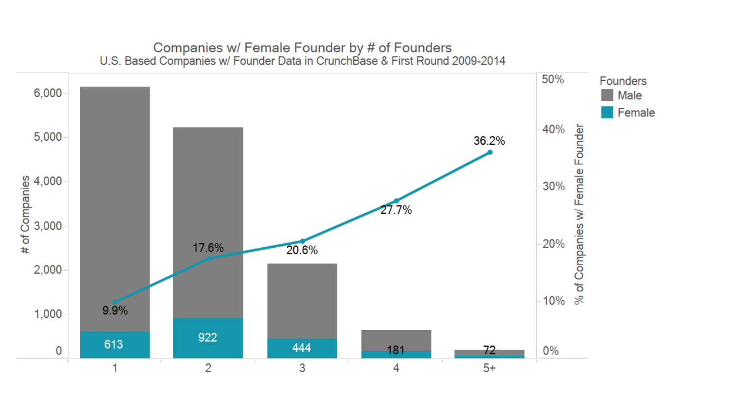## Companies w/ Female Founder by # of Founders

U.S. Based Companies w/ Founder Data in CrunchBase & First Round 2009-2014

| # of Founders | Companies w/ Female Founder | % of Companies w/ Female Founder |
|---|---|---|
| 1 | 613 | 9.9% |
| 2 | 922 | 17.6% |
| 3 | 444 | 20.6% |
| 4 | 181 | 27.7% |
| 5+ | 72 | 36.2% |

Founders: Male, Female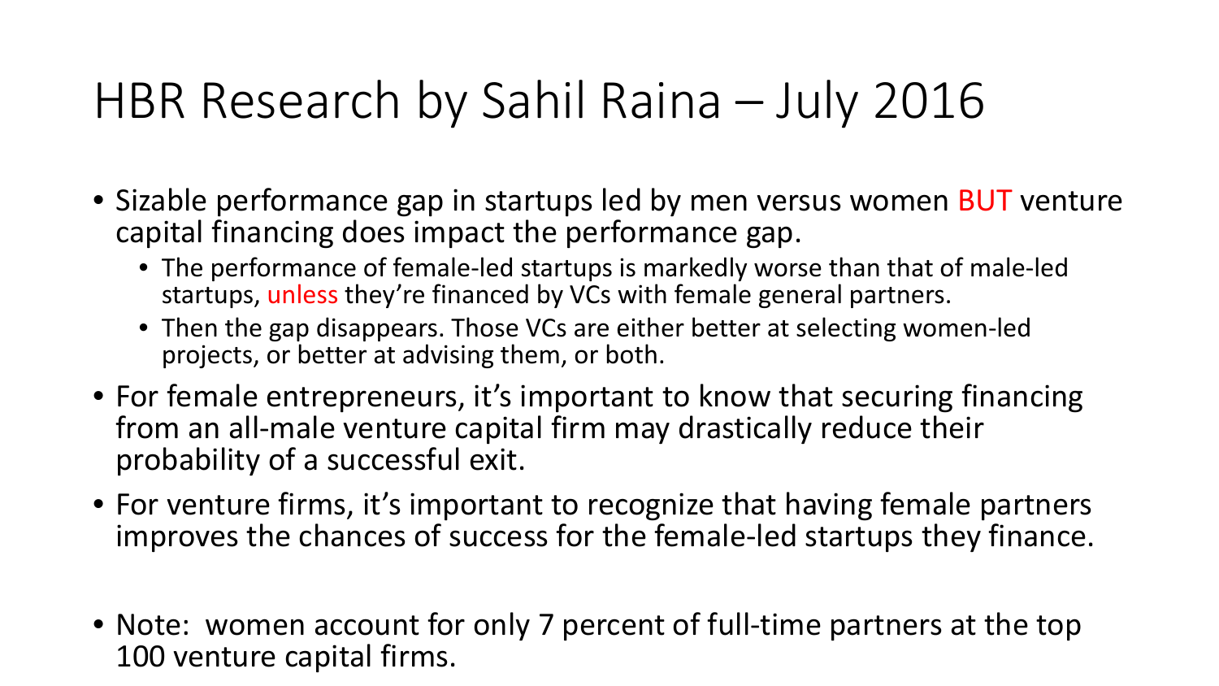# HBR Research by Sahil Raina – July 2016

- Sizable performance gap in startups led by men versus women BUT venture capital financing does impact the performance gap.
  - The performance of female-led startups is markedly worse than that of male-led startups, unless they're financed by VCs with female general partners.
  - Then the gap disappears. Those VCs are either better at selecting women-led projects, or better at advising them, or both.
- For female entrepreneurs, it's important to know that securing financing from an all-male venture capital firm may drastically reduce their probability of a successful exit.
- For venture firms, it's important to recognize that having female partners improves the chances of success for the female-led startups they finance.
- Note: women account for only 7 percent of full-time partners at the top 100 venture capital firms.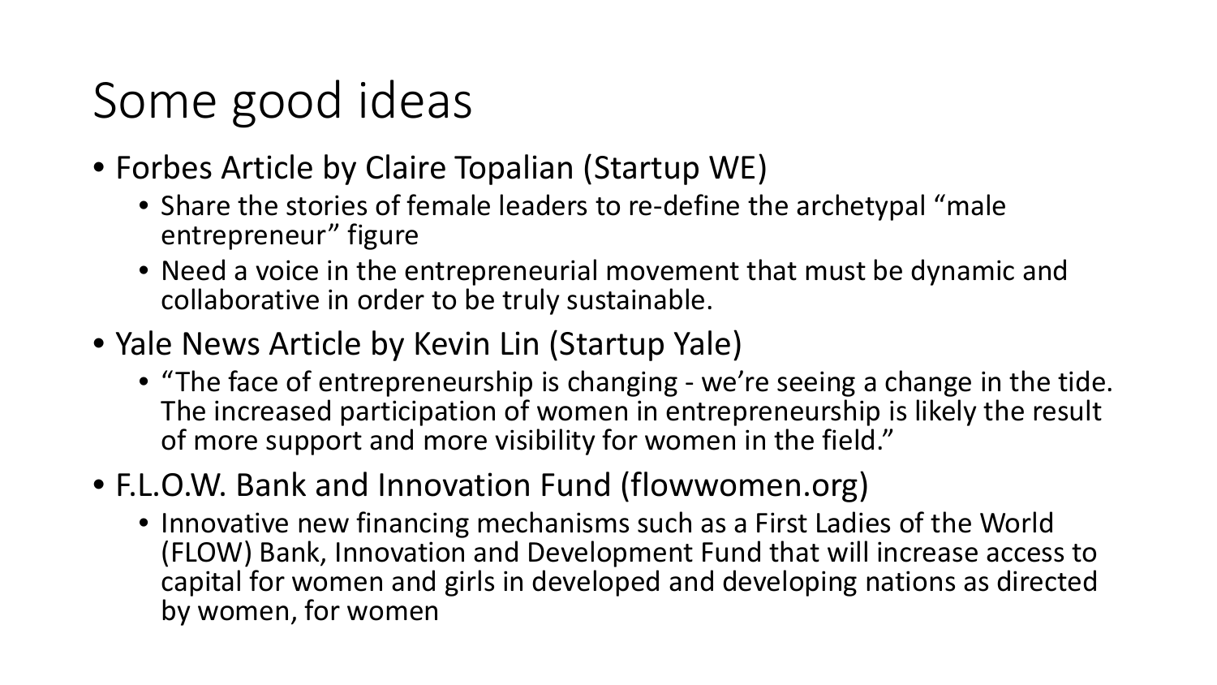# Some good ideas

- Forbes Article by Claire Topalian (Startup WE)
  - Share the stories of female leaders to re-define the archetypal "male entrepreneur" figure
  - Need a voice in the entrepreneurial movement that must be dynamic and collaborative in order to be truly sustainable.
- Yale News Article by Kevin Lin (Startup Yale)
  - "The face of entrepreneurship is changing - we're seeing a change in the tide. The increased participation of women in entrepreneurship is likely the result of more support and more visibility for women in the field."
- F.L.O.W. Bank and Innovation Fund (flowwomen.org)
  - Innovative new financing mechanisms such as a First Ladies of the World (FLOW) Bank, Innovation and Development Fund that will increase access to capital for women and girls in developed and developing nations as directed by women, for women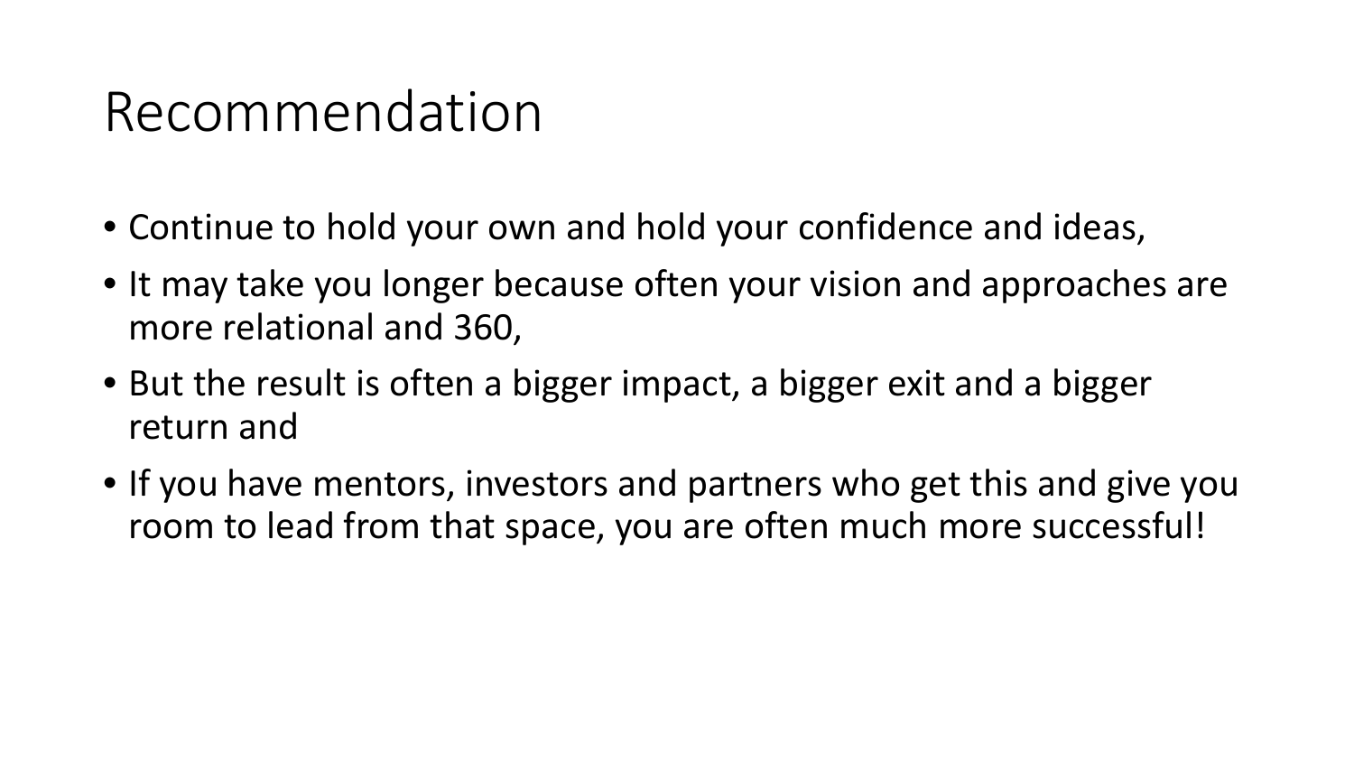# Recommendation

- Continue to hold your own and hold your confidence and ideas,
- It may take you longer because often your vision and approaches are more relational and 360,
- But the result is often a bigger impact, a bigger exit and a bigger return and
- If you have mentors, investors and partners who get this and give you room to lead from that space, you are often much more successful!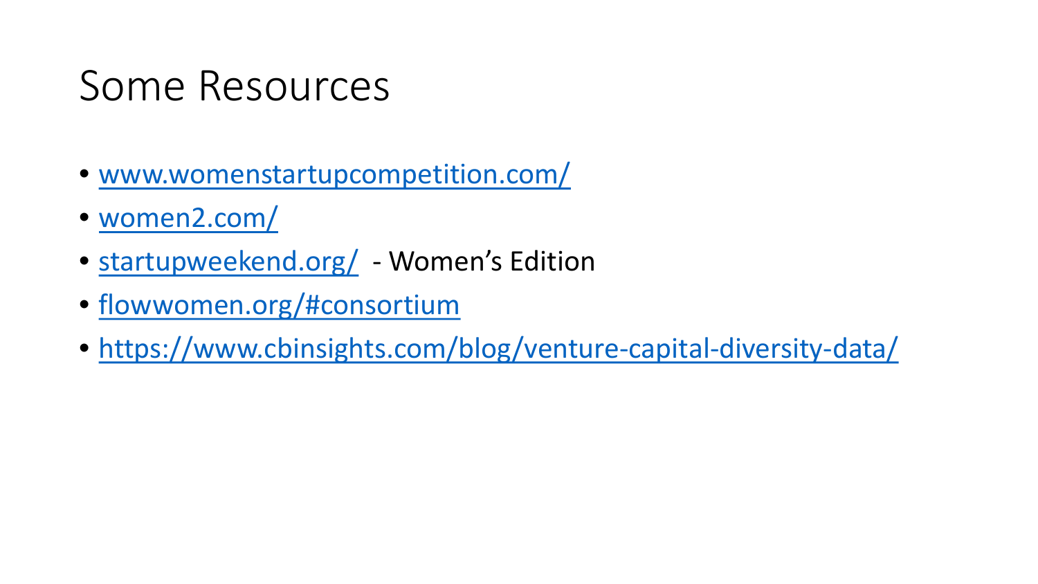# Some Resources

- www.womenstartupcompetition.com/
- women2.com/
- startupweekend.org/ - Women's Edition
- flowwomen.org/#consortium
- https://www.cbinsights.com/blog/venture-capital-diversity-data/